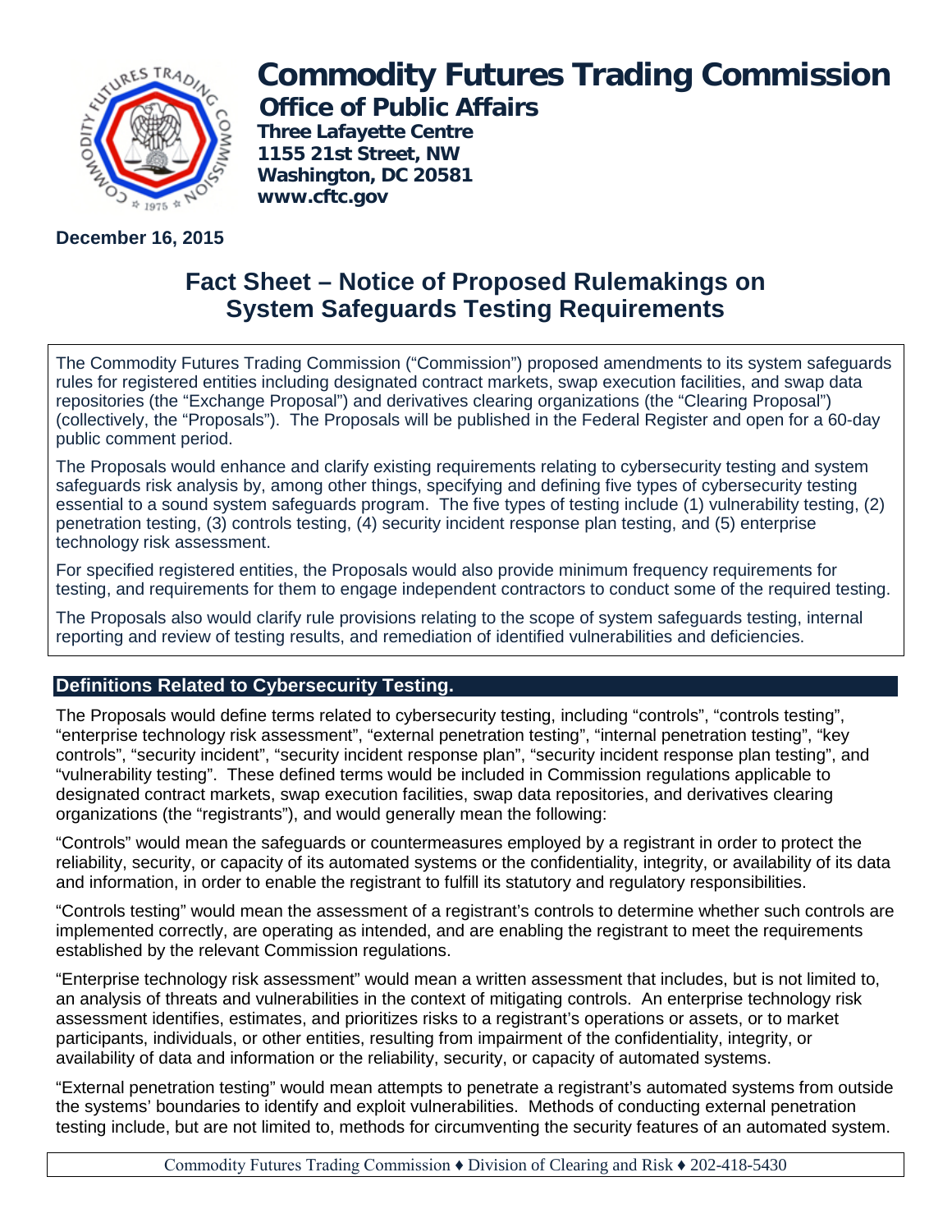# Commodity Futures Trading Commission

## Office of Public Affairs

**Three Lafayette Centre**
**1155 21st Street, NW**
**Washington, DC 20581**
**www.cftc.gov**

**December 16, 2015**

# Fact Sheet – Notice of Proposed Rulemakings on System Safeguards Testing Requirements

The Commodity Futures Trading Commission ("Commission") proposed amendments to its system safeguards rules for registered entities including designated contract markets, swap execution facilities, and swap data repositories (the "Exchange Proposal") and derivatives clearing organizations (the "Clearing Proposal") (collectively, the "Proposals"). The Proposals will be published in the Federal Register and open for a 60-day public comment period.

The Proposals would enhance and clarify existing requirements relating to cybersecurity testing and system safeguards risk analysis by, among other things, specifying and defining five types of cybersecurity testing essential to a sound system safeguards program. The five types of testing include (1) vulnerability testing, (2) penetration testing, (3) controls testing, (4) security incident response plan testing, and (5) enterprise technology risk assessment.

For specified registered entities, the Proposals would also provide minimum frequency requirements for testing, and requirements for them to engage independent contractors to conduct some of the required testing.

The Proposals also would clarify rule provisions relating to the scope of system safeguards testing, internal reporting and review of testing results, and remediation of identified vulnerabilities and deficiencies.

## Definitions Related to Cybersecurity Testing.

The Proposals would define terms related to cybersecurity testing, including "controls", "controls testing", "enterprise technology risk assessment", "external penetration testing", "internal penetration testing", "key controls", "security incident", "security incident response plan", "security incident response plan testing", and "vulnerability testing". These defined terms would be included in Commission regulations applicable to designated contract markets, swap execution facilities, swap data repositories, and derivatives clearing organizations (the "registrants"), and would generally mean the following:

"Controls" would mean the safeguards or countermeasures employed by a registrant in order to protect the reliability, security, or capacity of its automated systems or the confidentiality, integrity, or availability of its data and information, in order to enable the registrant to fulfill its statutory and regulatory responsibilities.

"Controls testing" would mean the assessment of a registrant's controls to determine whether such controls are implemented correctly, are operating as intended, and are enabling the registrant to meet the requirements established by the relevant Commission regulations.

"Enterprise technology risk assessment" would mean a written assessment that includes, but is not limited to, an analysis of threats and vulnerabilities in the context of mitigating controls. An enterprise technology risk assessment identifies, estimates, and prioritizes risks to a registrant's operations or assets, or to market participants, individuals, or other entities, resulting from impairment of the confidentiality, integrity, or availability of data and information or the reliability, security, or capacity of automated systems.

"External penetration testing" would mean attempts to penetrate a registrant's automated systems from outside the systems' boundaries to identify and exploit vulnerabilities. Methods of conducting external penetration testing include, but are not limited to, methods for circumventing the security features of an automated system.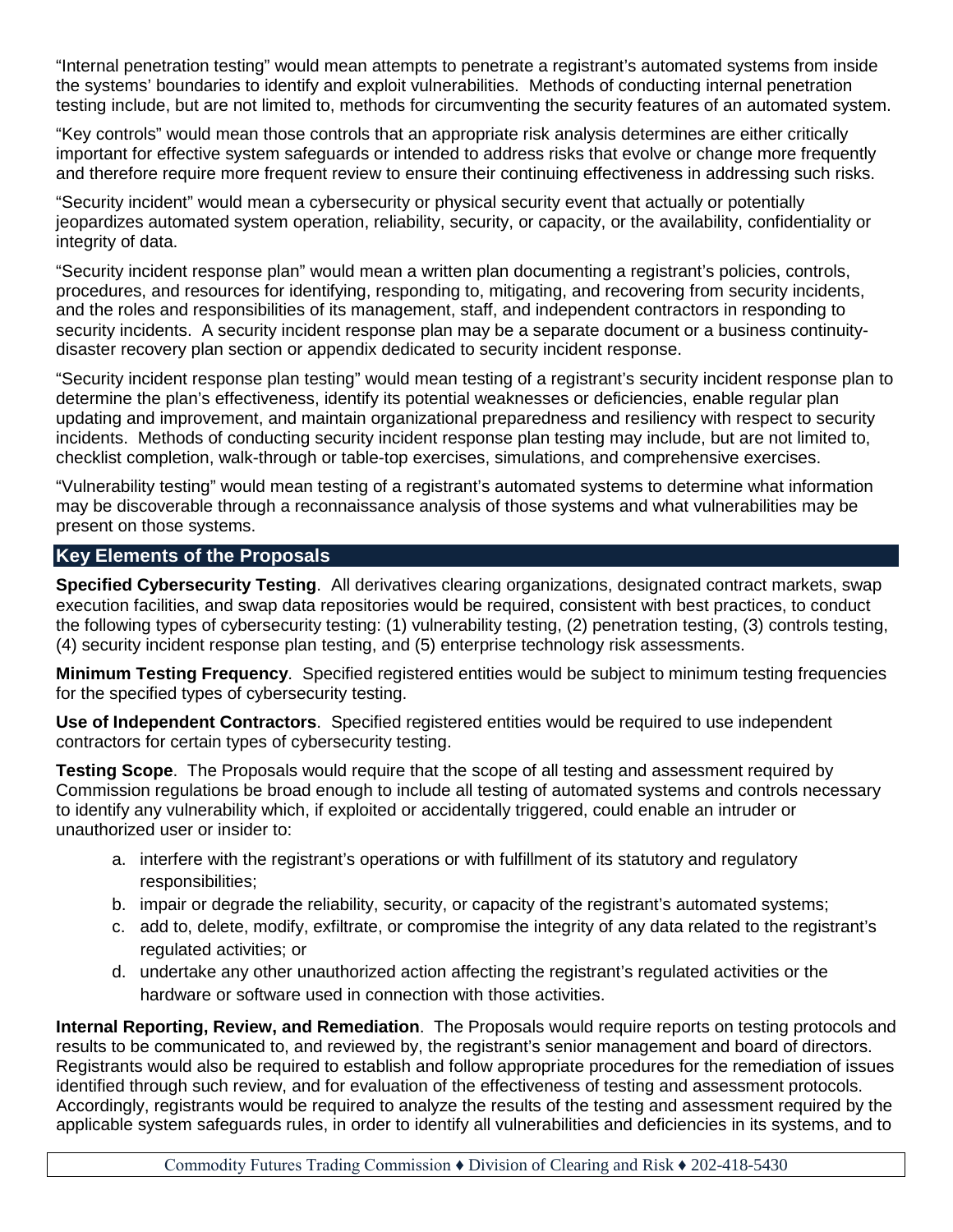"Internal penetration testing" would mean attempts to penetrate a registrant's automated systems from inside the systems' boundaries to identify and exploit vulnerabilities. Methods of conducting internal penetration testing include, but are not limited to, methods for circumventing the security features of an automated system.

"Key controls" would mean those controls that an appropriate risk analysis determines are either critically important for effective system safeguards or intended to address risks that evolve or change more frequently and therefore require more frequent review to ensure their continuing effectiveness in addressing such risks.

"Security incident" would mean a cybersecurity or physical security event that actually or potentially jeopardizes automated system operation, reliability, security, or capacity, or the availability, confidentiality or integrity of data.

"Security incident response plan" would mean a written plan documenting a registrant's policies, controls, procedures, and resources for identifying, responding to, mitigating, and recovering from security incidents, and the roles and responsibilities of its management, staff, and independent contractors in responding to security incidents. A security incident response plan may be a separate document or a business continuity-disaster recovery plan section or appendix dedicated to security incident response.

"Security incident response plan testing" would mean testing of a registrant's security incident response plan to determine the plan's effectiveness, identify its potential weaknesses or deficiencies, enable regular plan updating and improvement, and maintain organizational preparedness and resiliency with respect to security incidents. Methods of conducting security incident response plan testing may include, but are not limited to, checklist completion, walk-through or table-top exercises, simulations, and comprehensive exercises.

"Vulnerability testing" would mean testing of a registrant's automated systems to determine what information may be discoverable through a reconnaissance analysis of those systems and what vulnerabilities may be present on those systems.

## Key Elements of the Proposals

**Specified Cybersecurity Testing**. All derivatives clearing organizations, designated contract markets, swap execution facilities, and swap data repositories would be required, consistent with best practices, to conduct the following types of cybersecurity testing: (1) vulnerability testing, (2) penetration testing, (3) controls testing, (4) security incident response plan testing, and (5) enterprise technology risk assessments.

**Minimum Testing Frequency**. Specified registered entities would be subject to minimum testing frequencies for the specified types of cybersecurity testing.

**Use of Independent Contractors**. Specified registered entities would be required to use independent contractors for certain types of cybersecurity testing.

**Testing Scope**. The Proposals would require that the scope of all testing and assessment required by Commission regulations be broad enough to include all testing of automated systems and controls necessary to identify any vulnerability which, if exploited or accidentally triggered, could enable an intruder or unauthorized user or insider to:

a. interfere with the registrant's operations or with fulfillment of its statutory and regulatory responsibilities;
b. impair or degrade the reliability, security, or capacity of the registrant's automated systems;
c. add to, delete, modify, exfiltrate, or compromise the integrity of any data related to the registrant's regulated activities; or
d. undertake any other unauthorized action affecting the registrant's regulated activities or the hardware or software used in connection with those activities.

**Internal Reporting, Review, and Remediation**. The Proposals would require reports on testing protocols and results to be communicated to, and reviewed by, the registrant's senior management and board of directors. Registrants would also be required to establish and follow appropriate procedures for the remediation of issues identified through such review, and for evaluation of the effectiveness of testing and assessment protocols. Accordingly, registrants would be required to analyze the results of the testing and assessment required by the applicable system safeguards rules, in order to identify all vulnerabilities and deficiencies in its systems, and to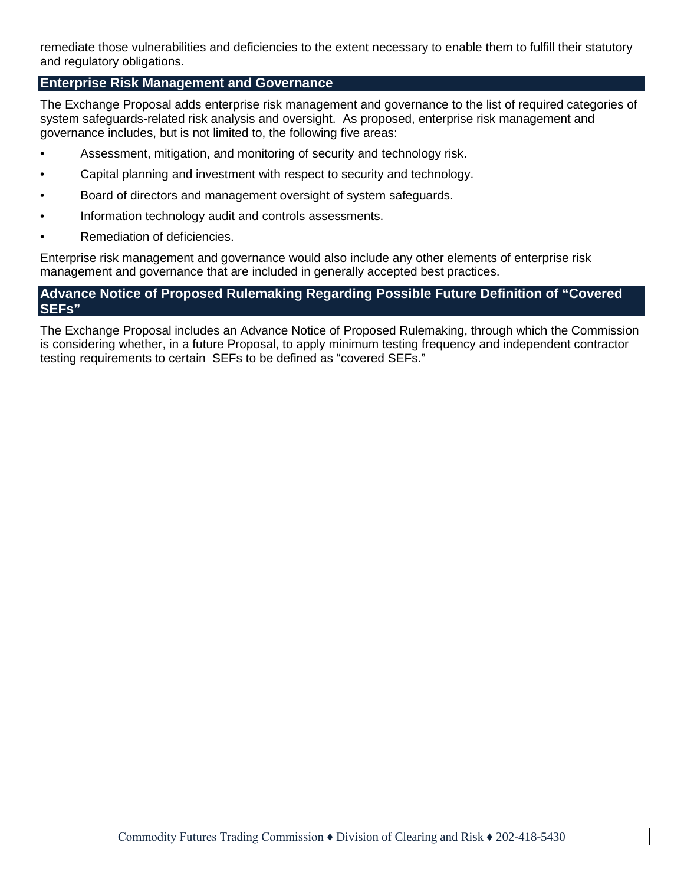remediate those vulnerabilities and deficiencies to the extent necessary to enable them to fulfill their statutory and regulatory obligations.

## Enterprise Risk Management and Governance

The Exchange Proposal adds enterprise risk management and governance to the list of required categories of system safeguards-related risk analysis and oversight. As proposed, enterprise risk management and governance includes, but is not limited to, the following five areas:

- Assessment, mitigation, and monitoring of security and technology risk.
- Capital planning and investment with respect to security and technology.
- Board of directors and management oversight of system safeguards.
- Information technology audit and controls assessments.
- Remediation of deficiencies.

Enterprise risk management and governance would also include any other elements of enterprise risk management and governance that are included in generally accepted best practices.

## Advance Notice of Proposed Rulemaking Regarding Possible Future Definition of "Covered SEFs"

The Exchange Proposal includes an Advance Notice of Proposed Rulemaking, through which the Commission is considering whether, in a future Proposal, to apply minimum testing frequency and independent contractor testing requirements to certain SEFs to be defined as "covered SEFs."